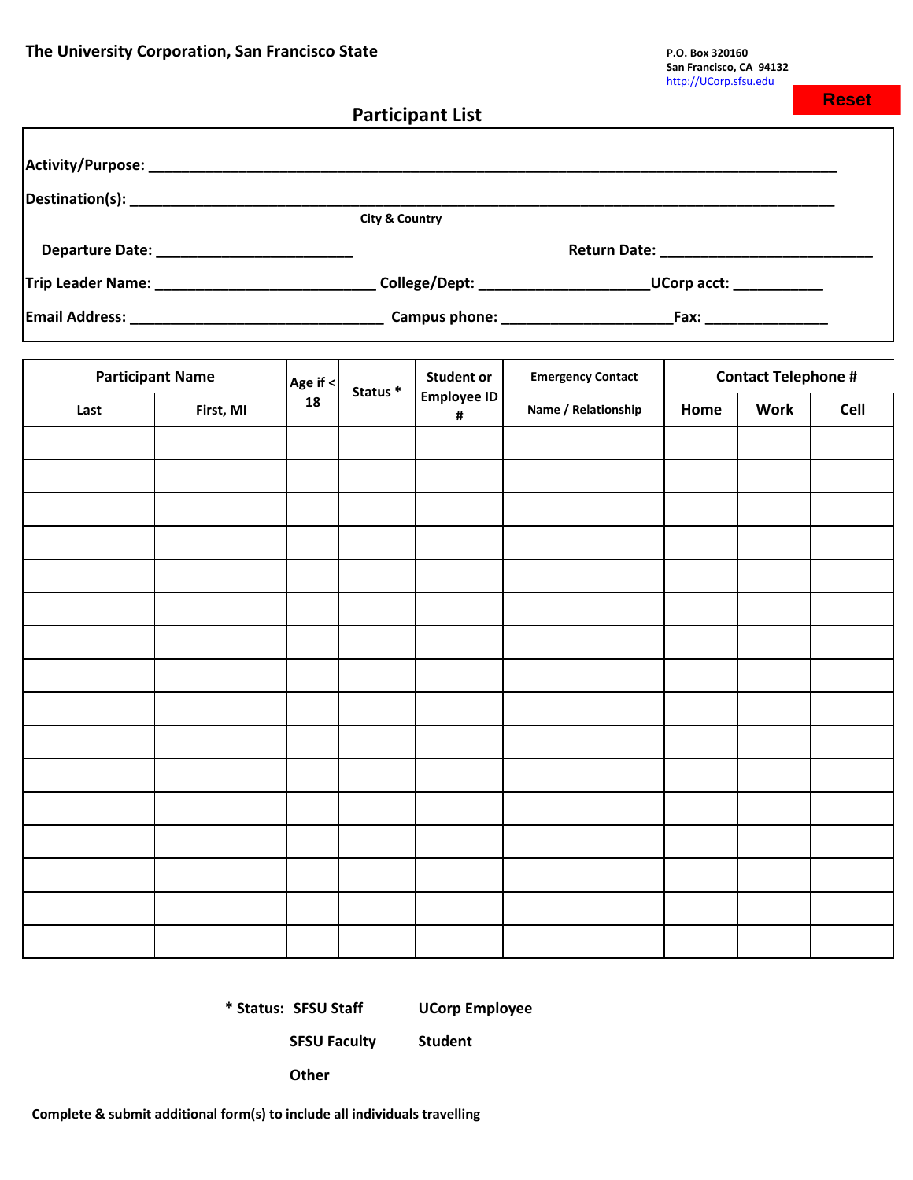**The University Corporation, San Francisco State**

P.O. Box 320160
San Francisco, CA 94132
http://UCorp.sfsu.edu

Reset

## Participant List

**Activity/Purpose:** ______________________________________________________________________________

**Destination(s):** ______________________________________________________________________________
City & Country

**Departure Date:** ________________________ **Return Date:** __________________________

**Trip Leader Name:** ___________________________ **College/Dept:** _____________________**UCorp acct:** ___________

**Email Address:** ______________________________ **Campus phone:** ____________________**Fax:** _______________

| Participant Name | | Age if < 18 | Status * | Student or Employee ID # | Emergency Contact | Contact Telephone # | | |
|---|---|---|---|---|---|---|---|---|
| Last | First, MI | | | | Name / Relationship | Home | Work | Cell |
| | | | | | | | | |
| | | | | | | | | |
| | | | | | | | | |
| | | | | | | | | |
| | | | | | | | | |
| | | | | | | | | |
| | | | | | | | | |
| | | | | | | | | |
| | | | | | | | | |
| | | | | | | | | |
| | | | | | | | | |
| | | | | | | | | |
| | | | | | | | | |
| | | | | | | | | |
| | | | | | | | | |
| | | | | | | | | |

**\* Status:** SFSU Staff    UCorp Employee
SFSU Faculty    Student
Other

**Complete & submit additional form(s) to include all individuals travelling**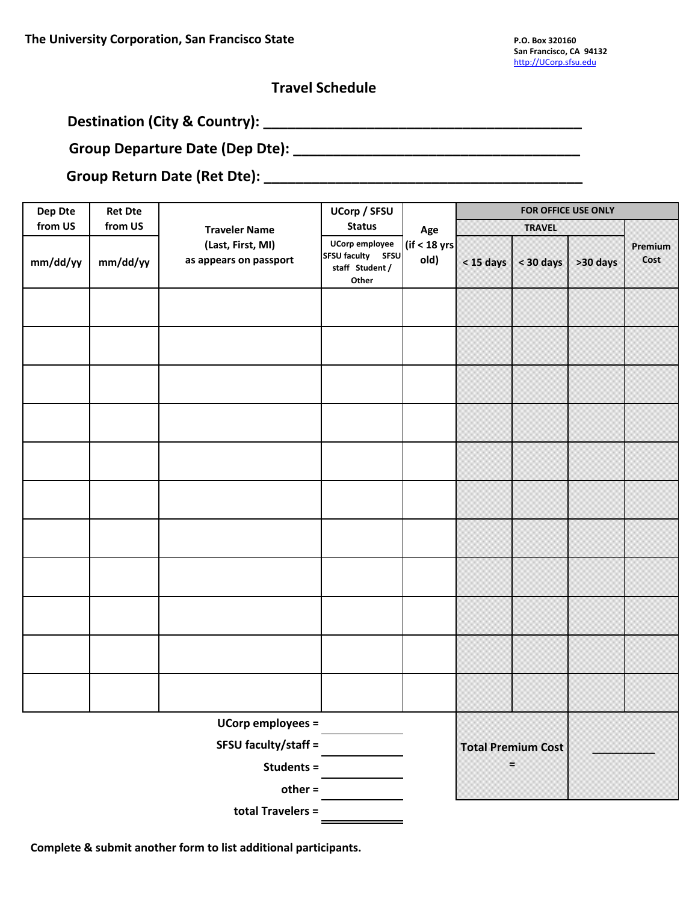The University Corporation, San Francisco State

P.O. Box 320160
San Francisco, CA 94132
http://UCorp.sfsu.edu

# Travel Schedule

**Destination (City & Country):** ________________________________________

**Group Departure Date (Dep Dte):** ___________________________________

**Group Return Date (Ret Dte):** ________________________________________

| Dep Dte from US | Ret Dte from US | Traveler Name (Last, First, MI) as appears on passport | UCorp / SFSU Status | Age (if < 18 yrs old) | FOR OFFICE USE ONLY | | | |
|---|---|---|---|---|---|---|---|---|
| | | | | | TRAVEL | | | Premium Cost |
| mm/dd/yy | mm/dd/yy | | UCorp employee SFSU faculty SFSU staff Student / Other | | < 15 days | < 30 days | >30 days | |
| | | | | | | | | |
| | | | | | | | | |
| | | | | | | | | |
| | | | | | | | | |
| | | | | | | | | |
| | | | | | | | | |
| | | | | | | | | |
| | | | | | | | | |
| | | | | | | | | |
| | | | | | | | | |
| | | | | | | | | |

UCorp employees = ____________

SFSU faculty/staff = ____________

Students = ____________

other = ____________

total Travelers = ____________

**Total Premium Cost =** __________

**Complete & submit another form to list additional participants.**